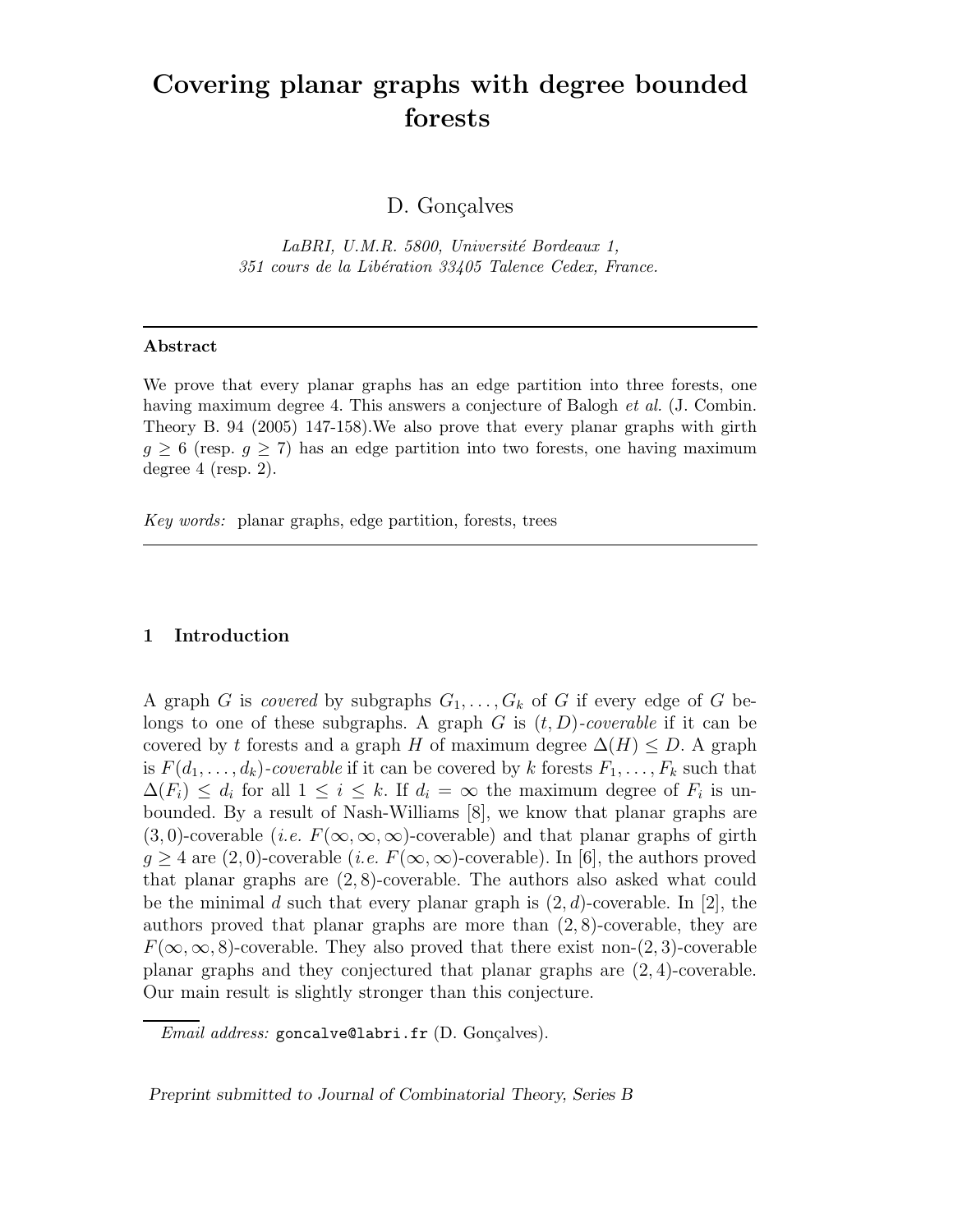# Covering planar graphs with degree bounded forests

D. Gonçalves

*LaBRI, U.M.R. 5800, Université Bordeaux 1,*
*351 cours de la Libération 33405 Talence Cedex, France.*

---

**Abstract**

We prove that every planar graphs has an edge partition into three forests, one having maximum degree 4. This answers a conjecture of Balogh *et al.* (J. Combin. Theory B. 94 (2005) 147-158).We also prove that every planar graphs with girth $g \geq 6$ (resp. $g \geq 7$) has an edge partition into two forests, one having maximum degree 4 (resp. 2).

*Key words:* planar graphs, edge partition, forests, trees

---

## 1 Introduction

A graph $G$ is *covered* by subgraphs $G_1, \ldots, G_k$ of $G$ if every edge of $G$ belongs to one of these subgraphs. A graph $G$ is $(t, D)$*-coverable* if it can be covered by $t$ forests and a graph $H$ of maximum degree $\Delta(H) \leq D$. A graph is $F(d_1, \ldots, d_k)$*-coverable* if it can be covered by $k$ forests $F_1, \ldots, F_k$ such that $\Delta(F_i) \leq d_i$ for all $1 \leq i \leq k$. If $d_i = \infty$ the maximum degree of $F_i$ is unbounded. By a result of Nash-Williams [8], we know that planar graphs are $(3, 0)$-coverable (*i.e.* $F(\infty, \infty, \infty)$-coverable) and that planar graphs of girth $g \geq 4$ are $(2, 0)$-coverable (*i.e.* $F(\infty, \infty)$-coverable). In [6], the authors proved that planar graphs are $(2, 8)$-coverable. The authors also asked what could be the minimal $d$ such that every planar graph is $(2, d)$-coverable. In [2], the authors proved that planar graphs are more than $(2, 8)$-coverable, they are $F(\infty, \infty, 8)$-coverable. They also proved that there exist non-$(2, 3)$-coverable planar graphs and they conjectured that planar graphs are $(2, 4)$-coverable. Our main result is slightly stronger than this conjecture.

---

*Email address:* goncalve@labri.fr (D. Gonçalves).

*Preprint submitted to Journal of Combinatorial Theory, Series B*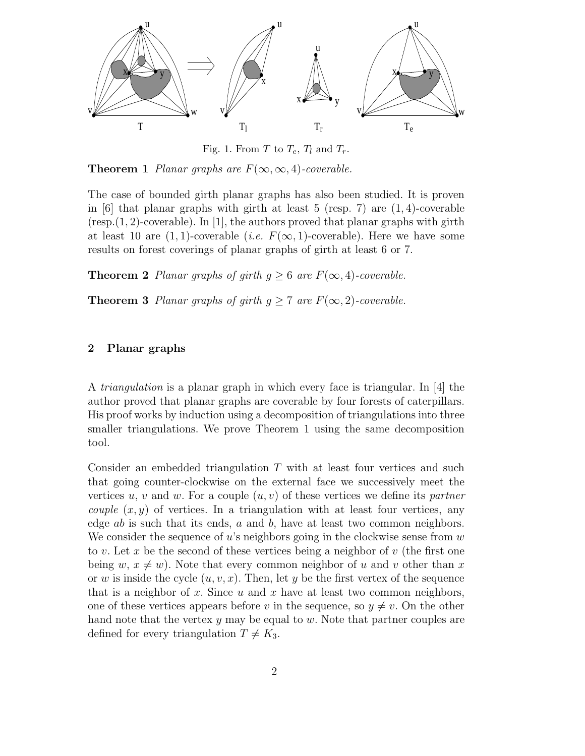Fig. 1. From $T$ to $T_e$, $T_l$ and $T_r$.

**Theorem 1** *Planar graphs are $F(\infty, \infty, 4)$-coverable.*

The case of bounded girth planar graphs has also been studied. It is proven in [6] that planar graphs with girth at least 5 (resp. 7) are $(1, 4)$-coverable (resp.$(1, 2)$-coverable). In [1], the authors proved that planar graphs with girth at least 10 are $(1, 1)$-coverable (*i.e.* $F(\infty, 1)$-coverable). Here we have some results on forest coverings of planar graphs of girth at least 6 or 7.

**Theorem 2** *Planar graphs of girth $g \geq 6$ are $F(\infty, 4)$-coverable.*

**Theorem 3** *Planar graphs of girth $g \geq 7$ are $F(\infty, 2)$-coverable.*

## 2 Planar graphs

A *triangulation* is a planar graph in which every face is triangular. In [4] the author proved that planar graphs are coverable by four forests of caterpillars. His proof works by induction using a decomposition of triangulations into three smaller triangulations. We prove Theorem 1 using the same decomposition tool.

Consider an embedded triangulation $T$ with at least four vertices and such that going counter-clockwise on the external face we successively meet the vertices $u$, $v$ and $w$. For a couple $(u, v)$ of these vertices we define its *partner couple* $(x, y)$ of vertices. In a triangulation with at least four vertices, any edge $ab$ is such that its ends, $a$ and $b$, have at least two common neighbors. We consider the sequence of $u$'s neighbors going in the clockwise sense from $w$ to $v$. Let $x$ be the second of these vertices being a neighbor of $v$ (the first one being $w$, $x \neq w$). Note that every common neighbor of $u$ and $v$ other than $x$ or $w$ is inside the cycle $(u, v, x)$. Then, let $y$ be the first vertex of the sequence that is a neighbor of $x$. Since $u$ and $x$ have at least two common neighbors, one of these vertices appears before $v$ in the sequence, so $y \neq v$. On the other hand note that the vertex $y$ may be equal to $w$. Note that partner couples are defined for every triangulation $T \neq K_3$.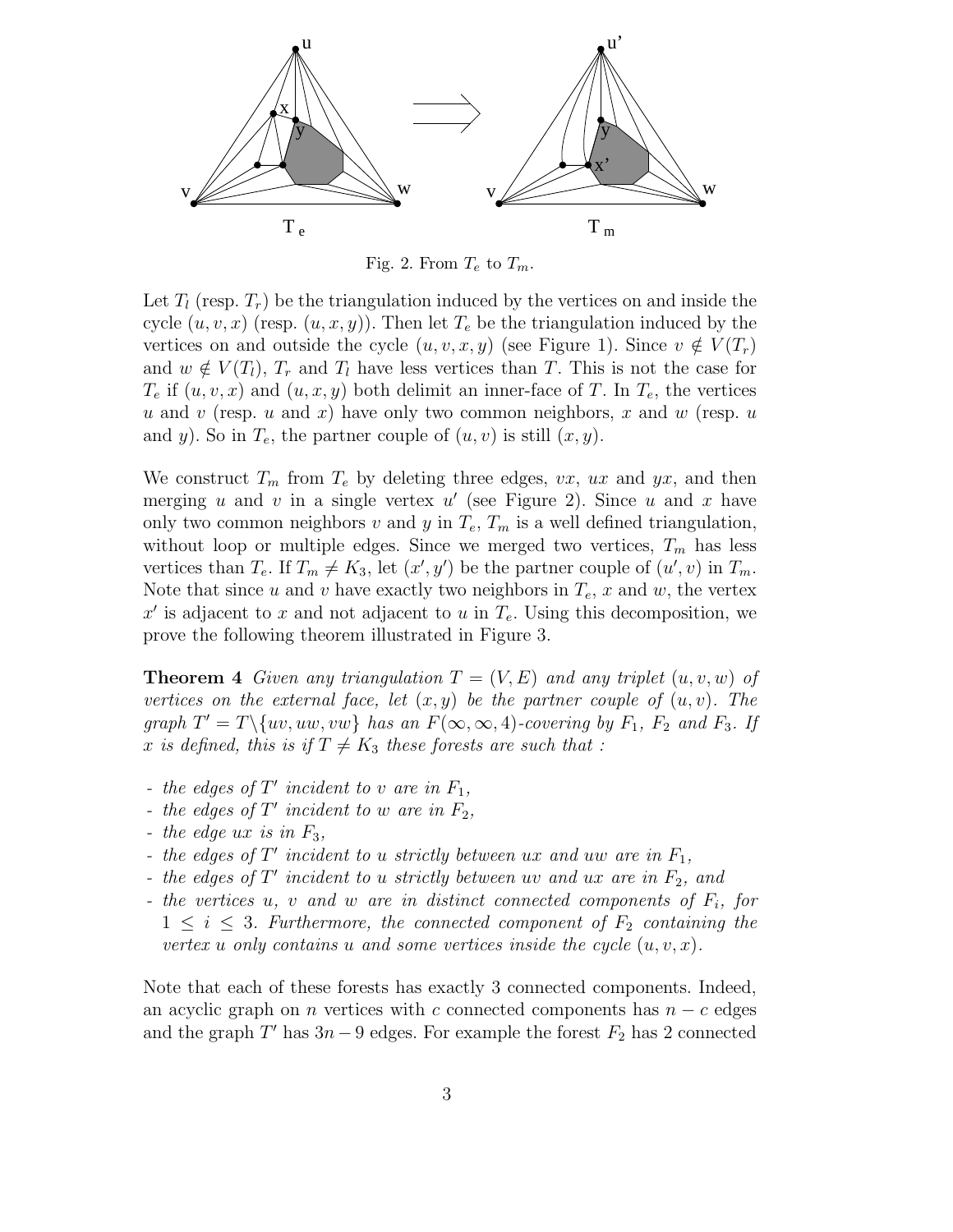Fig. 2. From $T_e$ to $T_m$.

Let $T_l$ (resp. $T_r$) be the triangulation induced by the vertices on and inside the cycle $(u, v, x)$ (resp. $(u, x, y)$). Then let $T_e$ be the triangulation induced by the vertices on and outside the cycle $(u, v, x, y)$ (see Figure 1). Since $v \notin V(T_r)$ and $w \notin V(T_l)$, $T_r$ and $T_l$ have less vertices than $T$. This is not the case for $T_e$ if $(u, v, x)$ and $(u, x, y)$ both delimit an inner-face of $T$. In $T_e$, the vertices $u$ and $v$ (resp. $u$ and $x$) have only two common neighbors, $x$ and $w$ (resp. $u$ and $y$). So in $T_e$, the partner couple of $(u, v)$ is still $(x, y)$.

We construct $T_m$ from $T_e$ by deleting three edges, $vx$, $ux$ and $yx$, and then merging $u$ and $v$ in a single vertex $u'$ (see Figure 2). Since $u$ and $x$ have only two common neighbors $v$ and $y$ in $T_e$, $T_m$ is a well defined triangulation, without loop or multiple edges. Since we merged two vertices, $T_m$ has less vertices than $T_e$. If $T_m \neq K_3$, let $(x', y')$ be the partner couple of $(u', v)$ in $T_m$. Note that since $u$ and $v$ have exactly two neighbors in $T_e$, $x$ and $w$, the vertex $x'$ is adjacent to $x$ and not adjacent to $u$ in $T_e$. Using this decomposition, we prove the following theorem illustrated in Figure 3.

**Theorem 4** *Given any triangulation $T = (V, E)$ and any triplet $(u, v, w)$ of vertices on the external face, let $(x, y)$ be the partner couple of $(u, v)$. The graph $T' = T \backslash \{uv, uw, vw\}$ has an $F(\infty, \infty, 4)$-covering by $F_1$, $F_2$ and $F_3$. If $x$ is defined, this is if $T \neq K_3$ these forests are such that :*

- *the edges of $T'$ incident to $v$ are in $F_1$,*
- *the edges of $T'$ incident to $w$ are in $F_2$,*
- *the edge $ux$ is in $F_3$,*
- *the edges of $T'$ incident to $u$ strictly between $ux$ and $uw$ are in $F_1$,*
- *the edges of $T'$ incident to $u$ strictly between $uv$ and $ux$ are in $F_2$, and*
- *the vertices $u$, $v$ and $w$ are in distinct connected components of $F_i$, for $1 \leq i \leq 3$. Furthermore, the connected component of $F_2$ containing the vertex $u$ only contains $u$ and some vertices inside the cycle $(u, v, x)$.*

Note that each of these forests has exactly 3 connected components. Indeed, an acyclic graph on $n$ vertices with $c$ connected components has $n - c$ edges and the graph $T'$ has $3n - 9$ edges. For example the forest $F_2$ has 2 connected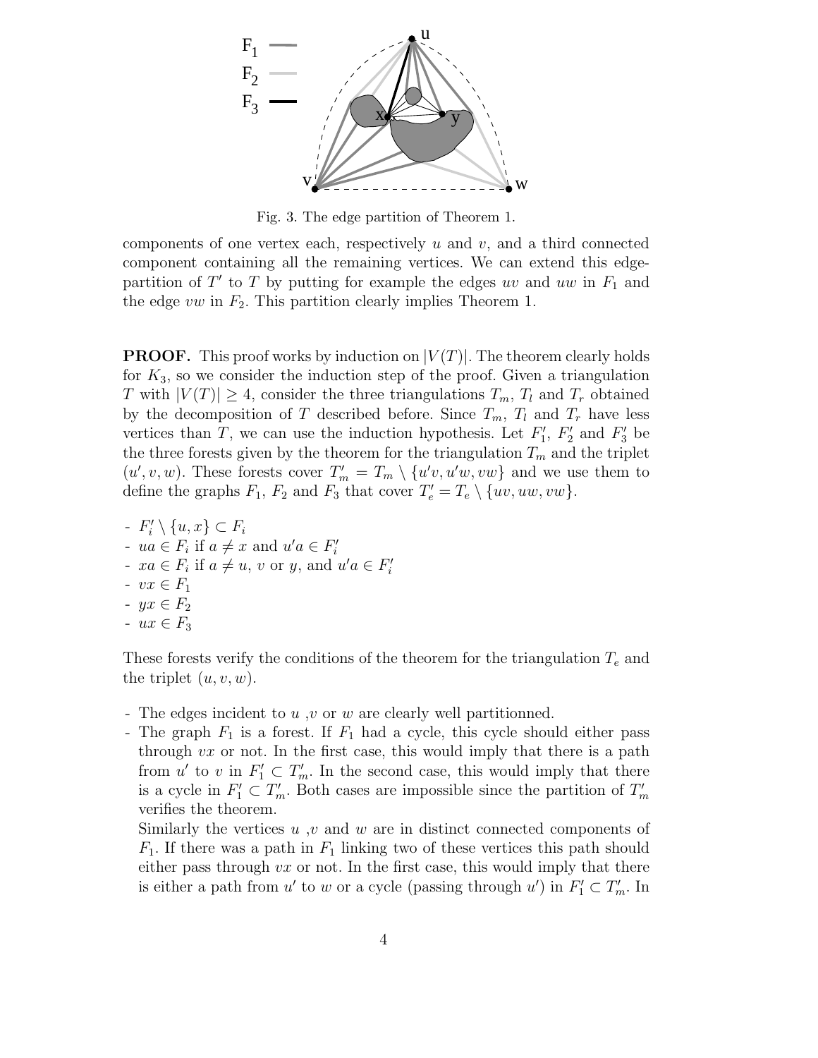Fig. 3. The edge partition of Theorem 1.

components of one vertex each, respectively $u$ and $v$, and a third connected component containing all the remaining vertices. We can extend this edge-partition of $T'$ to $T$ by putting for example the edges $uv$ and $uw$ in $F_1$ and the edge $vw$ in $F_2$. This partition clearly implies Theorem 1.

**PROOF.** This proof works by induction on $|V(T)|$. The theorem clearly holds for $K_3$, so we consider the induction step of the proof. Given a triangulation $T$ with $|V(T)| \geq 4$, consider the three triangulations $T_m$, $T_l$ and $T_r$ obtained by the decomposition of $T$ described before. Since $T_m$, $T_l$ and $T_r$ have less vertices than $T$, we can use the induction hypothesis. Let $F'_1$, $F'_2$ and $F'_3$ be the three forests given by the theorem for the triangulation $T_m$ and the triplet $(u', v, w)$. These forests cover $T'_m = T_m \setminus \{u'v, u'w, vw\}$ and we use them to define the graphs $F_1$, $F_2$ and $F_3$ that cover $T'_e = T_e \setminus \{uv, uw, vw\}$.

- $F'_i \setminus \{u, x\} \subset F_i$
- $ua \in F_i$ if $a \neq x$ and $u'a \in F'_i$
- $xa \in F_i$ if $a \neq u$, $v$ or $y$, and $u'a \in F'_i$
- $vx \in F_1$
- $yx \in F_2$
- $ux \in F_3$

These forests verify the conditions of the theorem for the triangulation $T_e$ and the triplet $(u, v, w)$.

- The edges incident to $u$ ,$v$ or $w$ are clearly well partitionned.
- The graph $F_1$ is a forest. If $F_1$ had a cycle, this cycle should either pass through $vx$ or not. In the first case, this would imply that there is a path from $u'$ to $v$ in $F'_1 \subset T'_m$. In the second case, this would imply that there is a cycle in $F'_1 \subset T'_m$. Both cases are impossible since the partition of $T'_m$ verifies the theorem.

  Similarly the vertices $u$ ,$v$ and $w$ are in distinct connected components of $F_1$. If there was a path in $F_1$ linking two of these vertices this path should either pass through $vx$ or not. In the first case, this would imply that there is either a path from $u'$ to $w$ or a cycle (passing through $u'$) in $F'_1 \subset T'_m$. In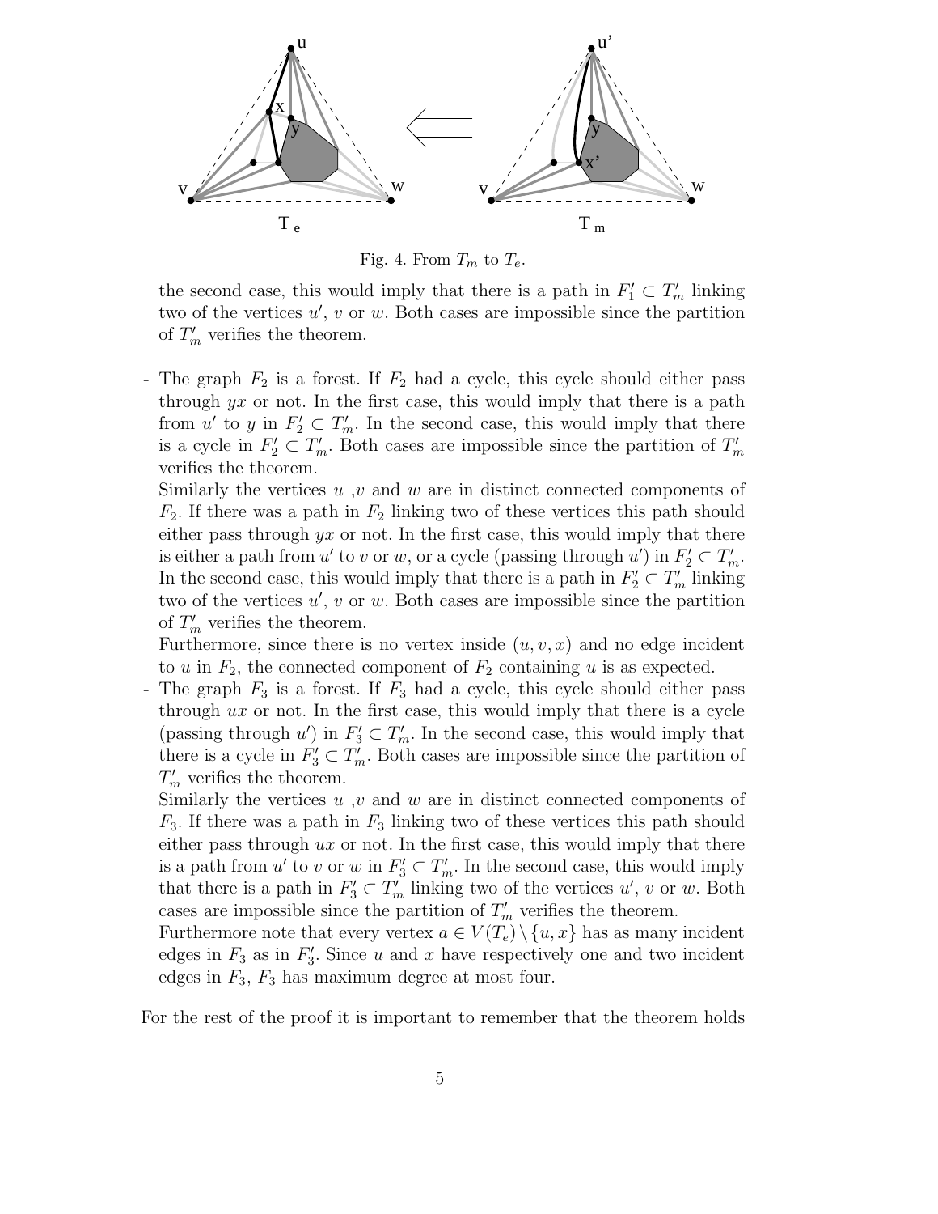Fig. 4. From $T_m$ to $T_e$.

the second case, this would imply that there is a path in $F'_1 \subset T'_m$ linking two of the vertices $u'$, $v$ or $w$. Both cases are impossible since the partition of $T'_m$ verifies the theorem.

- The graph $F_2$ is a forest. If $F_2$ had a cycle, this cycle should either pass through $yx$ or not. In the first case, this would imply that there is a path from $u'$ to $y$ in $F'_2 \subset T'_m$. In the second case, this would imply that there is a cycle in $F'_2 \subset T'_m$. Both cases are impossible since the partition of $T'_m$ verifies the theorem.
  Similarly the vertices $u$ ,$v$ and $w$ are in distinct connected components of $F_2$. If there was a path in $F_2$ linking two of these vertices this path should either pass through $yx$ or not. In the first case, this would imply that there is either a path from $u'$ to $v$ or $w$, or a cycle (passing through $u'$) in $F'_2 \subset T'_m$. In the second case, this would imply that there is a path in $F'_2 \subset T'_m$ linking two of the vertices $u'$, $v$ or $w$. Both cases are impossible since the partition of $T'_m$ verifies the theorem.
  Furthermore, since there is no vertex inside $(u, v, x)$ and no edge incident to $u$ in $F_2$, the connected component of $F_2$ containing $u$ is as expected.
- The graph $F_3$ is a forest. If $F_3$ had a cycle, this cycle should either pass through $ux$ or not. In the first case, this would imply that there is a cycle (passing through $u'$) in $F'_3 \subset T'_m$. In the second case, this would imply that there is a cycle in $F'_3 \subset T'_m$. Both cases are impossible since the partition of $T'_m$ verifies the theorem.
  Similarly the vertices $u$ ,$v$ and $w$ are in distinct connected components of $F_3$. If there was a path in $F_3$ linking two of these vertices this path should either pass through $ux$ or not. In the first case, this would imply that there is a path from $u'$ to $v$ or $w$ in $F'_3 \subset T'_m$. In the second case, this would imply that there is a path in $F'_3 \subset T'_m$ linking two of the vertices $u'$, $v$ or $w$. Both cases are impossible since the partition of $T'_m$ verifies the theorem.
  Furthermore note that every vertex $a \in V(T_e) \setminus \{u, x\}$ has as many incident edges in $F_3$ as in $F'_3$. Since $u$ and $x$ have respectively one and two incident edges in $F_3$, $F_3$ has maximum degree at most four.

For the rest of the proof it is important to remember that the theorem holds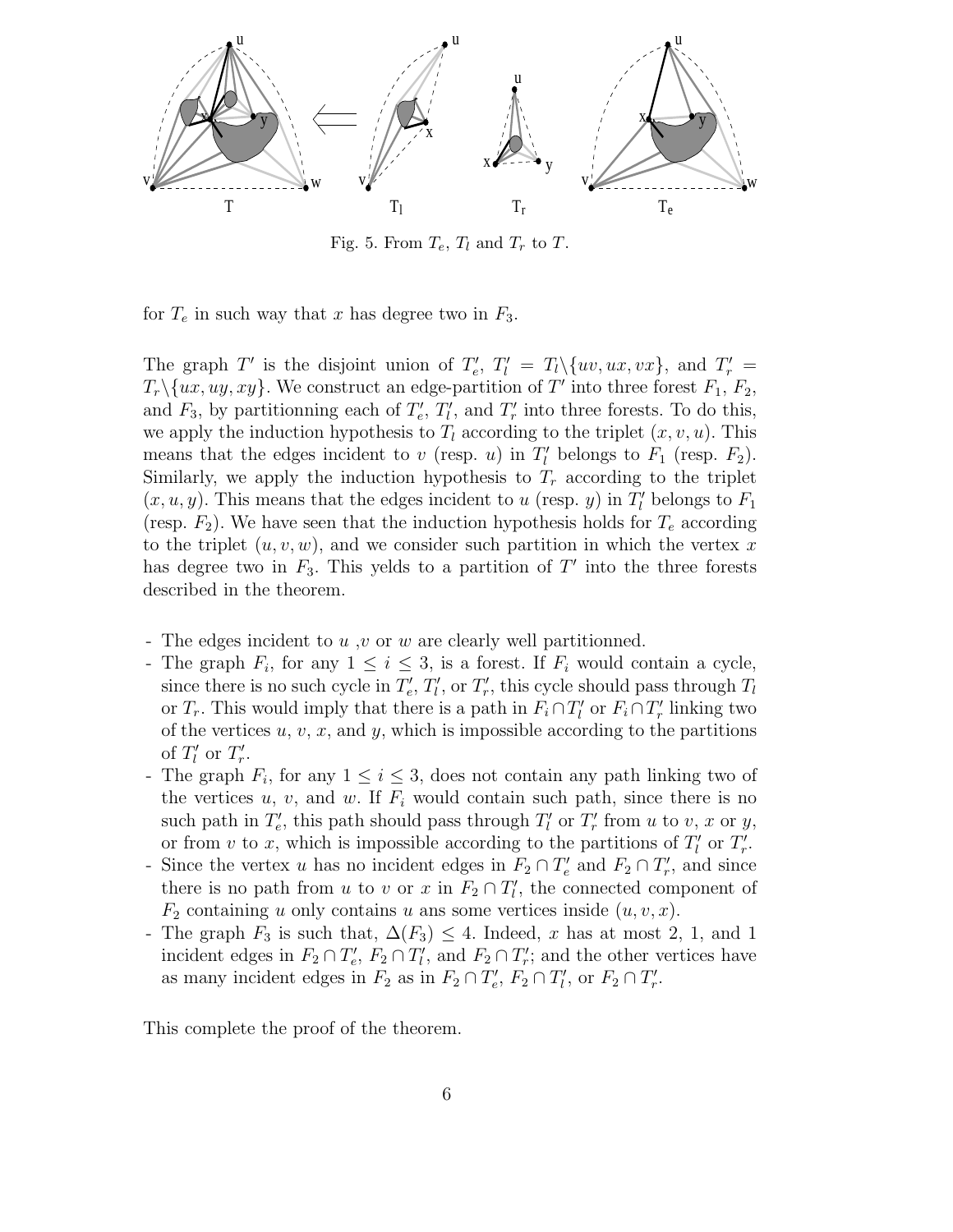Fig. 5. From $T_e$, $T_l$ and $T_r$ to $T$.

for $T_e$ in such way that $x$ has degree two in $F_3$.

The graph $T'$ is the disjoint union of $T'_e$, $T'_l = T_l \setminus \{uv, ux, vx\}$, and $T'_r = T_r \setminus \{ux, uy, xy\}$. We construct an edge-partition of $T'$ into three forest $F_1$, $F_2$, and $F_3$, by partitionning each of $T'_e$, $T'_l$, and $T'_r$ into three forests. To do this, we apply the induction hypothesis to $T_l$ according to the triplet $(x, v, u)$. This means that the edges incident to $v$ (resp. $u$) in $T'_l$ belongs to $F_1$ (resp. $F_2$). Similarly, we apply the induction hypothesis to $T_r$ according to the triplet $(x, u, y)$. This means that the edges incident to $u$ (resp. $y$) in $T'_l$ belongs to $F_1$ (resp. $F_2$). We have seen that the induction hypothesis holds for $T_e$ according to the triplet $(u, v, w)$, and we consider such partition in which the vertex $x$ has degree two in $F_3$. This yelds to a partition of $T'$ into the three forests described in the theorem.

- The edges incident to $u$ ,$v$ or $w$ are clearly well partitionned.
- The graph $F_i$, for any $1 \leq i \leq 3$, is a forest. If $F_i$ would contain a cycle, since there is no such cycle in $T'_e$, $T'_l$, or $T'_r$, this cycle should pass through $T_l$ or $T_r$. This would imply that there is a path in $F_i \cap T'_l$ or $F_i \cap T'_r$ linking two of the vertices $u$, $v$, $x$, and $y$, which is impossible according to the partitions of $T'_l$ or $T'_r$.
- The graph $F_i$, for any $1 \leq i \leq 3$, does not contain any path linking two of the vertices $u$, $v$, and $w$. If $F_i$ would contain such path, since there is no such path in $T'_e$, this path should pass through $T'_l$ or $T'_r$ from $u$ to $v$, $x$ or $y$, or from $v$ to $x$, which is impossible according to the partitions of $T'_l$ or $T'_r$.
- Since the vertex $u$ has no incident edges in $F_2 \cap T'_e$ and $F_2 \cap T'_r$, and since there is no path from $u$ to $v$ or $x$ in $F_2 \cap T'_l$, the connected component of $F_2$ containing $u$ only contains $u$ ans some vertices inside $(u, v, x)$.
- The graph $F_3$ is such that, $\Delta(F_3) \leq 4$. Indeed, $x$ has at most 2, 1, and 1 incident edges in $F_2 \cap T'_e$, $F_2 \cap T'_l$, and $F_2 \cap T'_r$; and the other vertices have as many incident edges in $F_2$ as in $F_2 \cap T'_e$, $F_2 \cap T'_l$, or $F_2 \cap T'_r$.

This complete the proof of the theorem.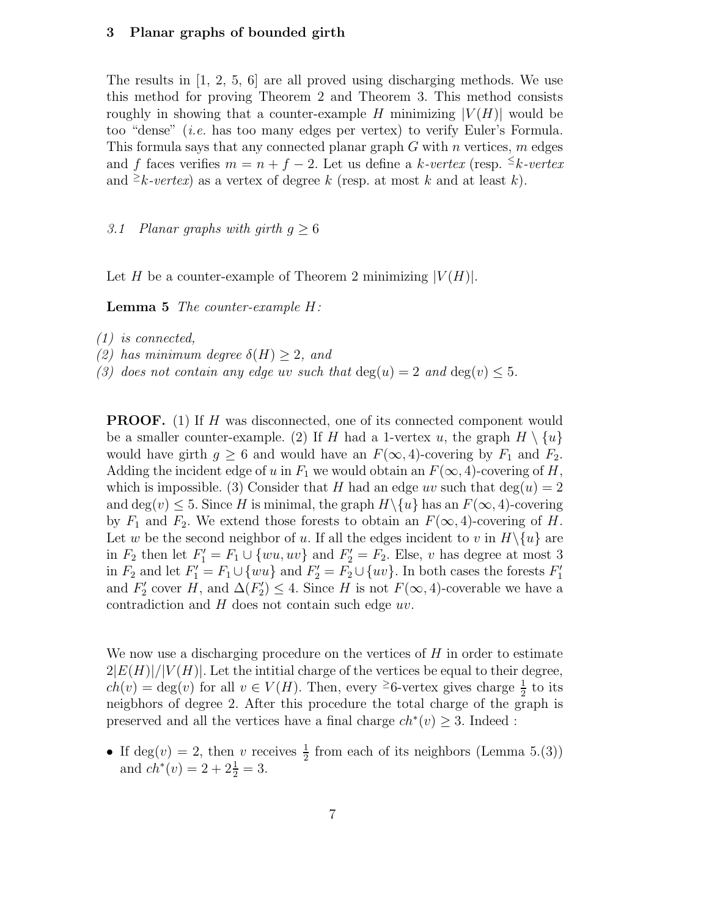## 3 Planar graphs of bounded girth

The results in [1, 2, 5, 6] are all proved using discharging methods. We use this method for proving Theorem 2 and Theorem 3. This method consists roughly in showing that a counter-example $H$ minimizing $|V(H)|$ would be too "dense" (*i.e.* has too many edges per vertex) to verify Euler's Formula. This formula says that any connected planar graph $G$ with $n$ vertices, $m$ edges and $f$ faces verifies $m = n + f - 2$. Let us define a *$k$-vertex* (resp. *${}^{\leq}k$-vertex* and *${}^{\geq}k$-vertex*) as a vertex of degree $k$ (resp. at most $k$ and at least $k$).

### *3.1 Planar graphs with girth $g \geq 6$*

Let $H$ be a counter-example of Theorem 2 minimizing $|V(H)|$.

**Lemma 5** *The counter-example $H$:*

*(1) is connected,*
*(2) has minimum degree $\delta(H) \geq 2$, and*
*(3) does not contain any edge $uv$ such that $\deg(u) = 2$ and $\deg(v) \leq 5$.*

**PROOF.** (1) If $H$ was disconnected, one of its connected component would be a smaller counter-example. (2) If $H$ had a 1-vertex $u$, the graph $H \setminus \{u\}$ would have girth $g \geq 6$ and would have an $F(\infty, 4)$-covering by $F_1$ and $F_2$. Adding the incident edge of $u$ in $F_1$ we would obtain an $F(\infty, 4)$-covering of $H$, which is impossible. (3) Consider that $H$ had an edge $uv$ such that $\deg(u) = 2$ and $\deg(v) \leq 5$. Since $H$ is minimal, the graph $H \setminus \{u\}$ has an $F(\infty, 4)$-covering by $F_1$ and $F_2$. We extend those forests to obtain an $F(\infty, 4)$-covering of $H$. Let $w$ be the second neighbor of $u$. If all the edges incident to $v$ in $H \setminus \{u\}$ are in $F_2$ then let $F_1' = F_1 \cup \{wu, uv\}$ and $F_2' = F_2$. Else, $v$ has degree at most 3 in $F_2$ and let $F_1' = F_1 \cup \{wu\}$ and $F_2' = F_2 \cup \{uv\}$. In both cases the forests $F_1'$ and $F_2'$ cover $H$, and $\Delta(F_2') \leq 4$. Since $H$ is not $F(\infty, 4)$-coverable we have a contradiction and $H$ does not contain such edge $uv$.

We now use a discharging procedure on the vertices of $H$ in order to estimate $2|E(H)|/|V(H)|$. Let the intitial charge of the vertices be equal to their degree, $ch(v) = \deg(v)$ for all $v \in V(H)$. Then, every ${}^{\geq}6$-vertex gives charge $\frac{1}{2}$ to its neigbhors of degree 2. After this procedure the total charge of the graph is preserved and all the vertices have a final charge $ch^*(v) \geq 3$. Indeed :

- If $\deg(v) = 2$, then $v$ receives $\frac{1}{2}$ from each of its neighbors (Lemma 5.(3)) and $ch^*(v) = 2 + 2\frac{1}{2} = 3$.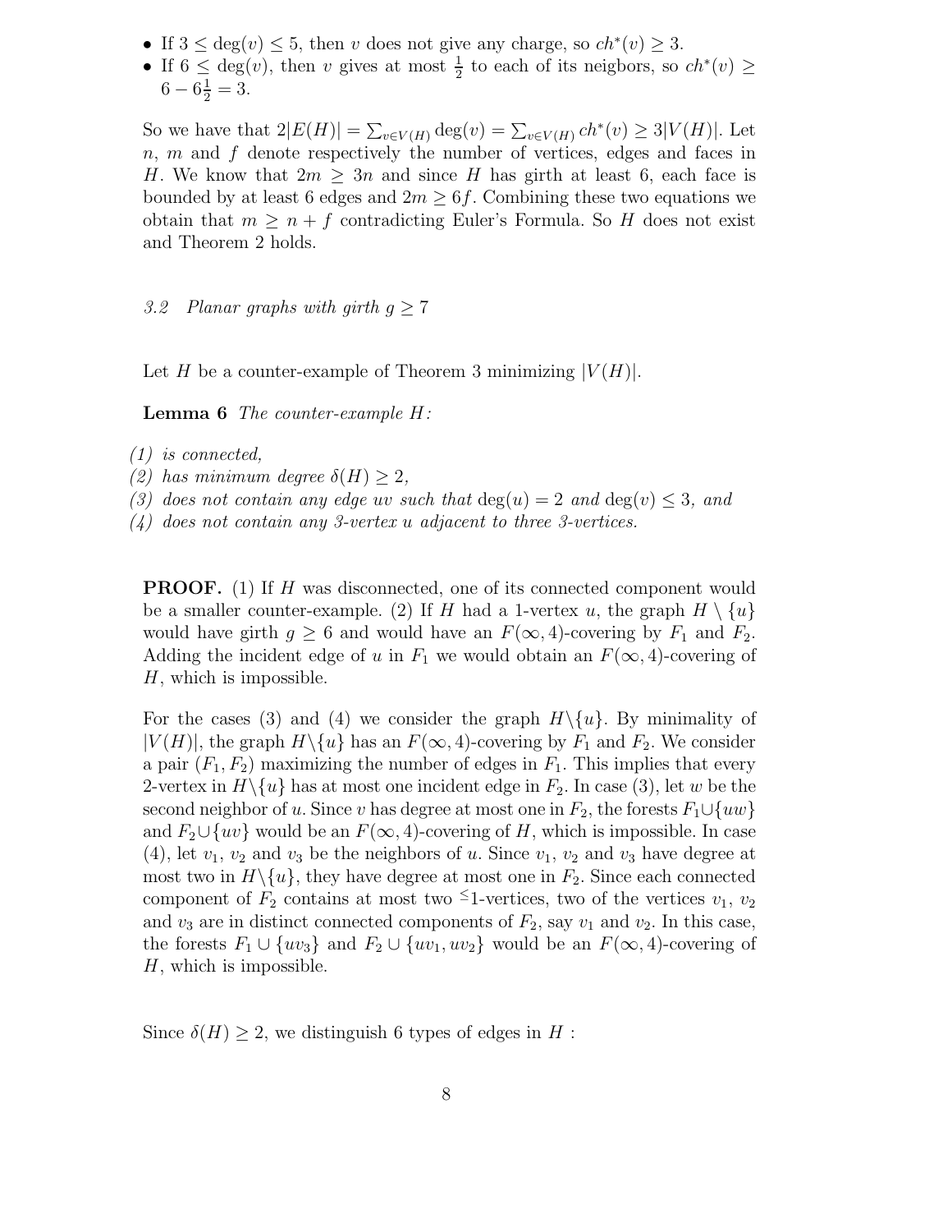- If $3 \leq \deg(v) \leq 5$, then $v$ does not give any charge, so $ch^*(v) \geq 3$.
- If $6 \leq \deg(v)$, then $v$ gives at most $\frac{1}{2}$ to each of its neigbors, so $ch^*(v) \geq 6 - 6\frac{1}{2} = 3$.

So we have that $2|E(H)| = \sum_{v \in V(H)} \deg(v) = \sum_{v \in V(H)} ch^*(v) \geq 3|V(H)|$. Let $n$, $m$ and $f$ denote respectively the number of vertices, edges and faces in $H$. We know that $2m \geq 3n$ and since $H$ has girth at least 6, each face is bounded by at least 6 edges and $2m \geq 6f$. Combining these two equations we obtain that $m \geq n + f$ contradicting Euler's Formula. So $H$ does not exist and Theorem 2 holds.

### *3.2 Planar graphs with girth $g \geq 7$*

Let $H$ be a counter-example of Theorem 3 minimizing $|V(H)|$.

**Lemma 6** *The counter-example $H$:*

*(1) is connected,*
*(2) has minimum degree $\delta(H) \geq 2$,*
*(3) does not contain any edge $uv$ such that $\deg(u) = 2$ and $\deg(v) \leq 3$, and*
*(4) does not contain any 3-vertex $u$ adjacent to three 3-vertices.*

**PROOF.** (1) If $H$ was disconnected, one of its connected component would be a smaller counter-example. (2) If $H$ had a 1-vertex $u$, the graph $H \setminus \{u\}$ would have girth $g \geq 6$ and would have an $F(\infty, 4)$-covering by $F_1$ and $F_2$. Adding the incident edge of $u$ in $F_1$ we would obtain an $F(\infty, 4)$-covering of $H$, which is impossible.

For the cases (3) and (4) we consider the graph $H \setminus \{u\}$. By minimality of $|V(H)|$, the graph $H \setminus \{u\}$ has an $F(\infty, 4)$-covering by $F_1$ and $F_2$. We consider a pair $(F_1, F_2)$ maximizing the number of edges in $F_1$. This implies that every 2-vertex in $H \setminus \{u\}$ has at most one incident edge in $F_2$. In case (3), let $w$ be the second neighbor of $u$. Since $v$ has degree at most one in $F_2$, the forests $F_1 \cup \{uw\}$ and $F_2 \cup \{uv\}$ would be an $F(\infty, 4)$-covering of $H$, which is impossible. In case (4), let $v_1$, $v_2$ and $v_3$ be the neighbors of $u$. Since $v_1$, $v_2$ and $v_3$ have degree at most two in $H \setminus \{u\}$, they have degree at most one in $F_2$. Since each connected component of $F_2$ contains at most two $^{\leq}1$-vertices, two of the vertices $v_1$, $v_2$ and $v_3$ are in distinct connected components of $F_2$, say $v_1$ and $v_2$. In this case, the forests $F_1 \cup \{uv_3\}$ and $F_2 \cup \{uv_1, uv_2\}$ would be an $F(\infty, 4)$-covering of $H$, which is impossible.

Since $\delta(H) \geq 2$, we distinguish 6 types of edges in $H$ :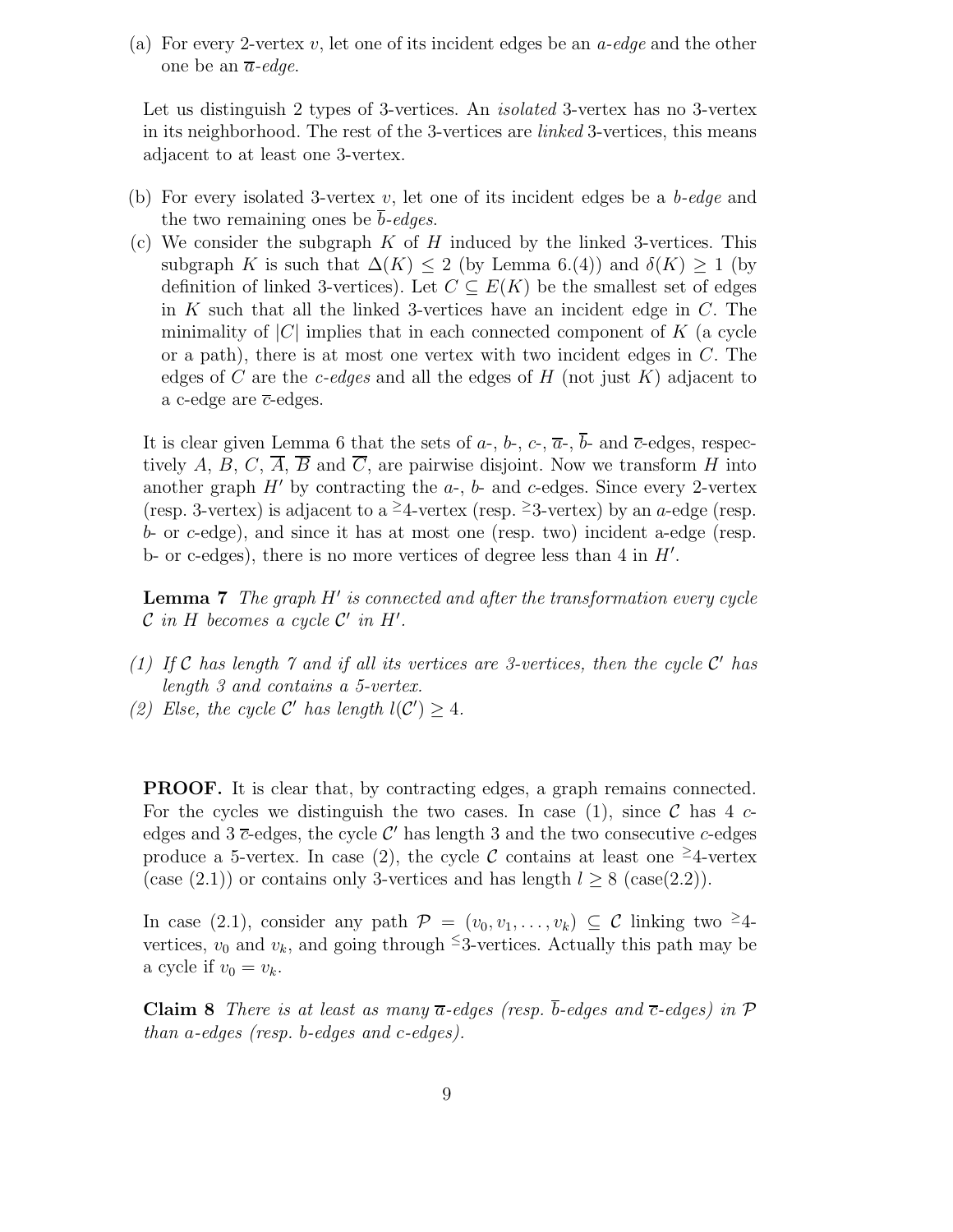(a) For every 2-vertex $v$, let one of its incident edges be an *a-edge* and the other one be an $\overline{a}$*-edge*.

Let us distinguish 2 types of 3-vertices. An *isolated* 3-vertex has no 3-vertex in its neighborhood. The rest of the 3-vertices are *linked* 3-vertices, this means adjacent to at least one 3-vertex.

(b) For every isolated 3-vertex $v$, let one of its incident edges be a *b-edge* and the two remaining ones be $\overline{b}$*-edges*.

(c) We consider the subgraph $K$ of $H$ induced by the linked 3-vertices. This subgraph $K$ is such that $\Delta(K) \leq 2$ (by Lemma 6.(4)) and $\delta(K) \geq 1$ (by definition of linked 3-vertices). Let $C \subseteq E(K)$ be the smallest set of edges in $K$ such that all the linked 3-vertices have an incident edge in $C$. The minimality of $|C|$ implies that in each connected component of $K$ (a cycle or a path), there is at most one vertex with two incident edges in $C$. The edges of $C$ are the *c-edges* and all the edges of $H$ (not just $K$) adjacent to a c-edge are $\overline{c}$-edges.

It is clear given Lemma 6 that the sets of $a$-, $b$-, $c$-, $\overline{a}$-, $\overline{b}$- and $\overline{c}$-edges, respectively $A$, $B$, $C$, $\overline{A}$, $\overline{B}$ and $\overline{C}$, are pairwise disjoint. Now we transform $H$ into another graph $H'$ by contracting the $a$-, $b$- and $c$-edges. Since every 2-vertex (resp. 3-vertex) is adjacent to a $^{\geq}4$-vertex (resp. $^{\geq}3$-vertex) by an $a$-edge (resp. $b$- or $c$-edge), and since it has at most one (resp. two) incident a-edge (resp. b- or c-edges), there is no more vertices of degree less than 4 in $H'$.

**Lemma 7** *The graph $H'$ is connected and after the transformation every cycle $\mathcal{C}$ in $H$ becomes a cycle $\mathcal{C}'$ in $H'$.*

*(1) If $\mathcal{C}$ has length 7 and if all its vertices are 3-vertices, then the cycle $\mathcal{C}'$ has length 3 and contains a 5-vertex.*

*(2) Else, the cycle $\mathcal{C}'$ has length $l(\mathcal{C}') \geq 4$.*

**PROOF.** It is clear that, by contracting edges, a graph remains connected. For the cycles we distinguish the two cases. In case (1), since $\mathcal{C}$ has 4 $c$-edges and 3 $\overline{c}$-edges, the cycle $\mathcal{C}'$ has length 3 and the two consecutive $c$-edges produce a 5-vertex. In case (2), the cycle $\mathcal{C}$ contains at least one $^{\geq}4$-vertex (case (2.1)) or contains only 3-vertices and has length $l \geq 8$ (case(2.2)).

In case (2.1), consider any path $\mathcal{P} = (v_0, v_1, \ldots, v_k) \subseteq \mathcal{C}$ linking two $^{\geq}4$-vertices, $v_0$ and $v_k$, and going through $^{\leq}3$-vertices. Actually this path may be a cycle if $v_0 = v_k$.

**Claim 8** *There is at least as many $\overline{a}$-edges (resp. $\overline{b}$-edges and $\overline{c}$-edges) in $\mathcal{P}$ than a-edges (resp. b-edges and c-edges).*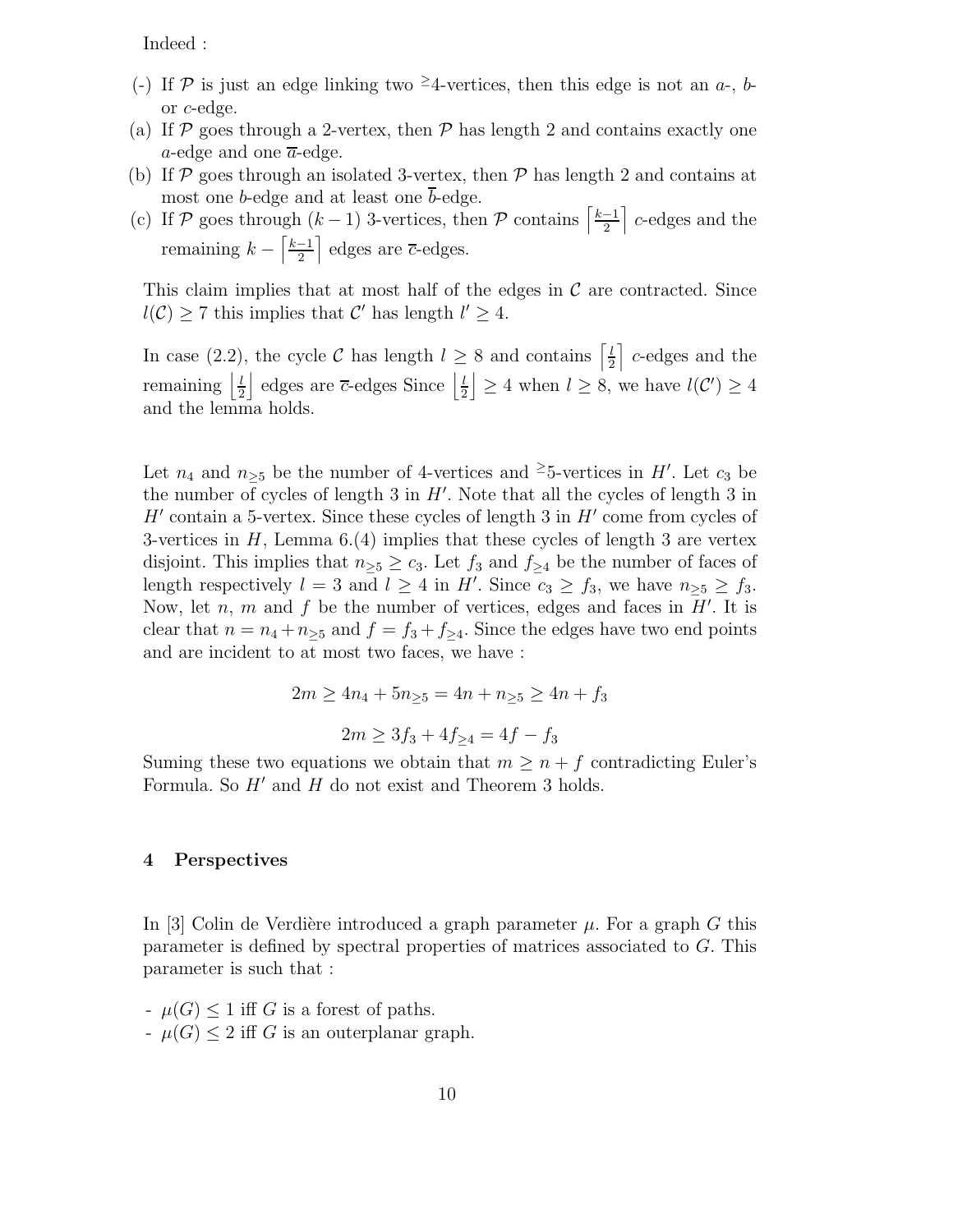Indeed :

(-) If $\mathcal{P}$ is just an edge linking two ${}^{\geq}4$-vertices, then this edge is not an $a$-, $b$- or $c$-edge.
(a) If $\mathcal{P}$ goes through a 2-vertex, then $\mathcal{P}$ has length 2 and contains exactly one $a$-edge and one $\overline{a}$-edge.
(b) If $\mathcal{P}$ goes through an isolated 3-vertex, then $\mathcal{P}$ has length 2 and contains at most one $b$-edge and at least one $\overline{b}$-edge.
(c) If $\mathcal{P}$ goes through $(k-1)$ 3-vertices, then $\mathcal{P}$ contains $\left\lceil \frac{k-1}{2} \right\rceil$ $c$-edges and the remaining $k - \left\lceil \frac{k-1}{2} \right\rceil$ edges are $\overline{c}$-edges.

This claim implies that at most half of the edges in $\mathcal{C}$ are contracted. Since $l(\mathcal{C}) \geq 7$ this implies that $\mathcal{C}'$ has length $l' \geq 4$.

In case (2.2), the cycle $\mathcal{C}$ has length $l \geq 8$ and contains $\left\lceil \frac{l}{2} \right\rceil$ $c$-edges and the remaining $\left\lfloor \frac{l}{2} \right\rfloor$ edges are $\overline{c}$-edges Since $\left\lfloor \frac{l}{2} \right\rfloor \geq 4$ when $l \geq 8$, we have $l(\mathcal{C}') \geq 4$ and the lemma holds.

Let $n_4$ and $n_{\geq 5}$ be the number of 4-vertices and ${}^{\geq}5$-vertices in $H'$. Let $c_3$ be the number of cycles of length 3 in $H'$. Note that all the cycles of length 3 in $H'$ contain a 5-vertex. Since these cycles of length 3 in $H'$ come from cycles of 3-vertices in $H$, Lemma 6.(4) implies that these cycles of length 3 are vertex disjoint. This implies that $n_{\geq 5} \geq c_3$. Let $f_3$ and $f_{\geq 4}$ be the number of faces of length respectively $l = 3$ and $l \geq 4$ in $H'$. Since $c_3 \geq f_3$, we have $n_{\geq 5} \geq f_3$. Now, let $n$, $m$ and $f$ be the number of vertices, edges and faces in $H'$. It is clear that $n = n_4 + n_{\geq 5}$ and $f = f_3 + f_{\geq 4}$. Since the edges have two end points and are incident to at most two faces, we have :

$$2m \geq 4n_4 + 5n_{\geq 5} = 4n + n_{\geq 5} \geq 4n + f_3$$

$$2m \geq 3f_3 + 4f_{\geq 4} = 4f - f_3$$

Suming these two equations we obtain that $m \geq n + f$ contradicting Euler's Formula. So $H'$ and $H$ do not exist and Theorem 3 holds.

## 4 Perspectives

In [3] Colin de Verdière introduced a graph parameter $\mu$. For a graph $G$ this parameter is defined by spectral properties of matrices associated to $G$. This parameter is such that :

- $\mu(G) \leq 1$ iff $G$ is a forest of paths.
- $\mu(G) \leq 2$ iff $G$ is an outerplanar graph.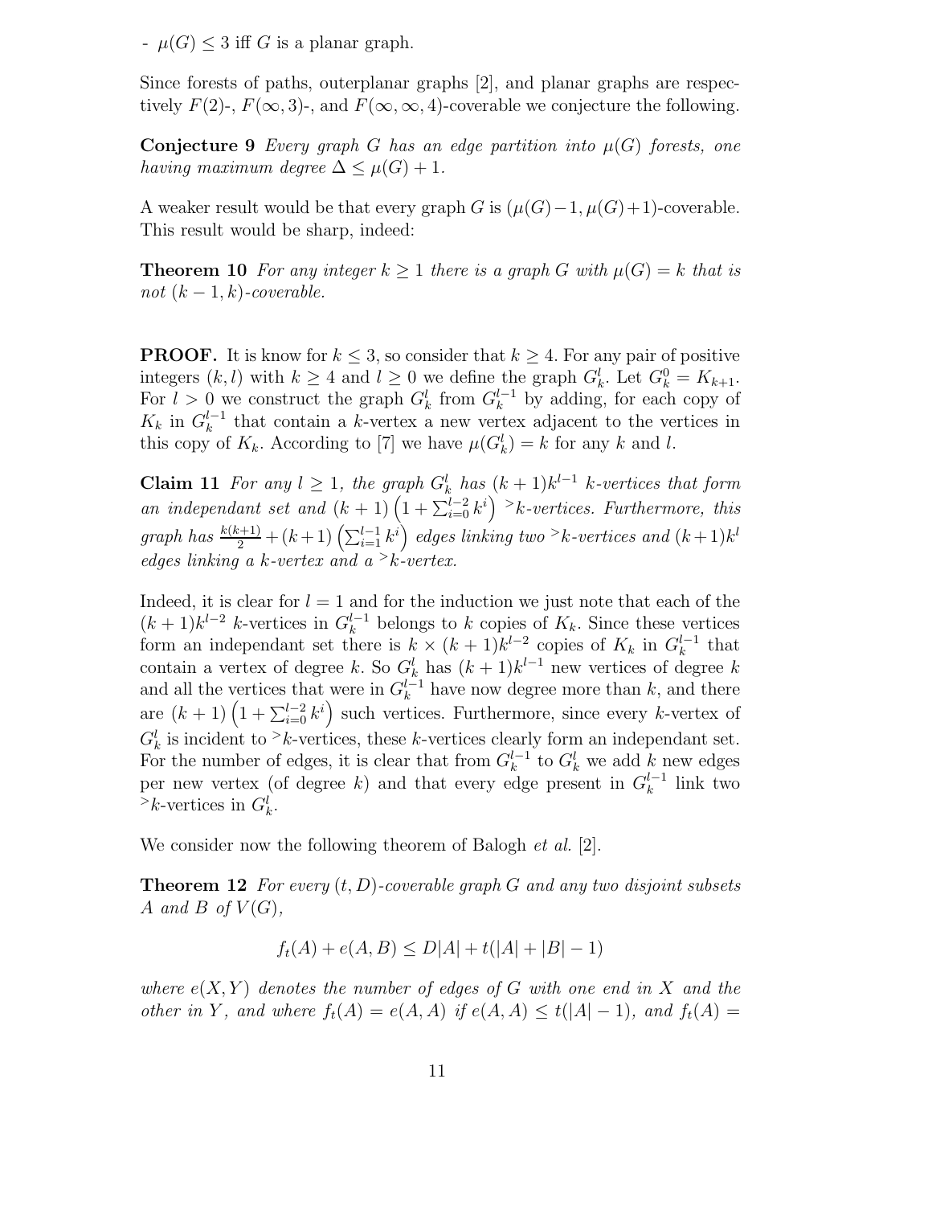- $\mu(G) \leq 3$ iff $G$ is a planar graph.

Since forests of paths, outerplanar graphs [2], and planar graphs are respectively $F(2)$-, $F(\infty, 3)$-, and $F(\infty, \infty, 4)$-coverable we conjecture the following.

**Conjecture 9** *Every graph $G$ has an edge partition into $\mu(G)$ forests, one having maximum degree $\Delta \leq \mu(G) + 1$.*

A weaker result would be that every graph $G$ is $(\mu(G)-1, \mu(G)+1)$-coverable. This result would be sharp, indeed:

**Theorem 10** *For any integer $k \geq 1$ there is a graph $G$ with $\mu(G) = k$ that is not $(k-1, k)$-coverable.*

**PROOF.** It is know for $k \leq 3$, so consider that $k \geq 4$. For any pair of positive integers $(k, l)$ with $k \geq 4$ and $l \geq 0$ we define the graph $G_k^l$. Let $G_k^0 = K_{k+1}$. For $l > 0$ we construct the graph $G_k^l$ from $G_k^{l-1}$ by adding, for each copy of $K_k$ in $G_k^{l-1}$ that contain a $k$-vertex a new vertex adjacent to the vertices in this copy of $K_k$. According to [7] we have $\mu(G_k^l) = k$ for any $k$ and $l$.

**Claim 11** *For any $l \geq 1$, the graph $G_k^l$ has $(k+1)k^{l-1}$ $k$-vertices that form an independant set and $(k+1)\left(1 + \sum_{i=0}^{l-2} k^i\right)$ $^>k$-vertices. Furthermore, this graph has $\frac{k(k+1)}{2} + (k+1)\left(\sum_{i=1}^{l-1} k^i\right)$ edges linking two $^>k$-vertices and $(k+1)k^l$ edges linking a $k$-vertex and a $^>k$-vertex.*

Indeed, it is clear for $l = 1$ and for the induction we just note that each of the $(k+1)k^{l-2}$ $k$-vertices in $G_k^{l-1}$ belongs to $k$ copies of $K_k$. Since these vertices form an independant set there is $k \times (k+1)k^{l-2}$ copies of $K_k$ in $G_k^{l-1}$ that contain a vertex of degree $k$. So $G_k^l$ has $(k+1)k^{l-1}$ new vertices of degree $k$ and all the vertices that were in $G_k^{l-1}$ have now degree more than $k$, and there are $(k+1)\left(1 + \sum_{i=0}^{l-2} k^i\right)$ such vertices. Furthermore, since every $k$-vertex of $G_k^l$ is incident to $^>k$-vertices, these $k$-vertices clearly form an independant set. For the number of edges, it is clear that from $G_k^{l-1}$ to $G_k^l$ we add $k$ new edges per new vertex (of degree $k$) and that every edge present in $G_k^{l-1}$ link two $^>k$-vertices in $G_k^l$.

We consider now the following theorem of Balogh *et al.* [2].

**Theorem 12** *For every $(t, D)$-coverable graph $G$ and any two disjoint subsets $A$ and $B$ of $V(G)$,*

$$f_t(A) + e(A, B) \leq D|A| + t(|A| + |B| - 1)$$

*where $e(X, Y)$ denotes the number of edges of $G$ with one end in $X$ and the other in $Y$, and where $f_t(A) = e(A, A)$ if $e(A, A) \leq t(|A| - 1)$, and $f_t(A) =$*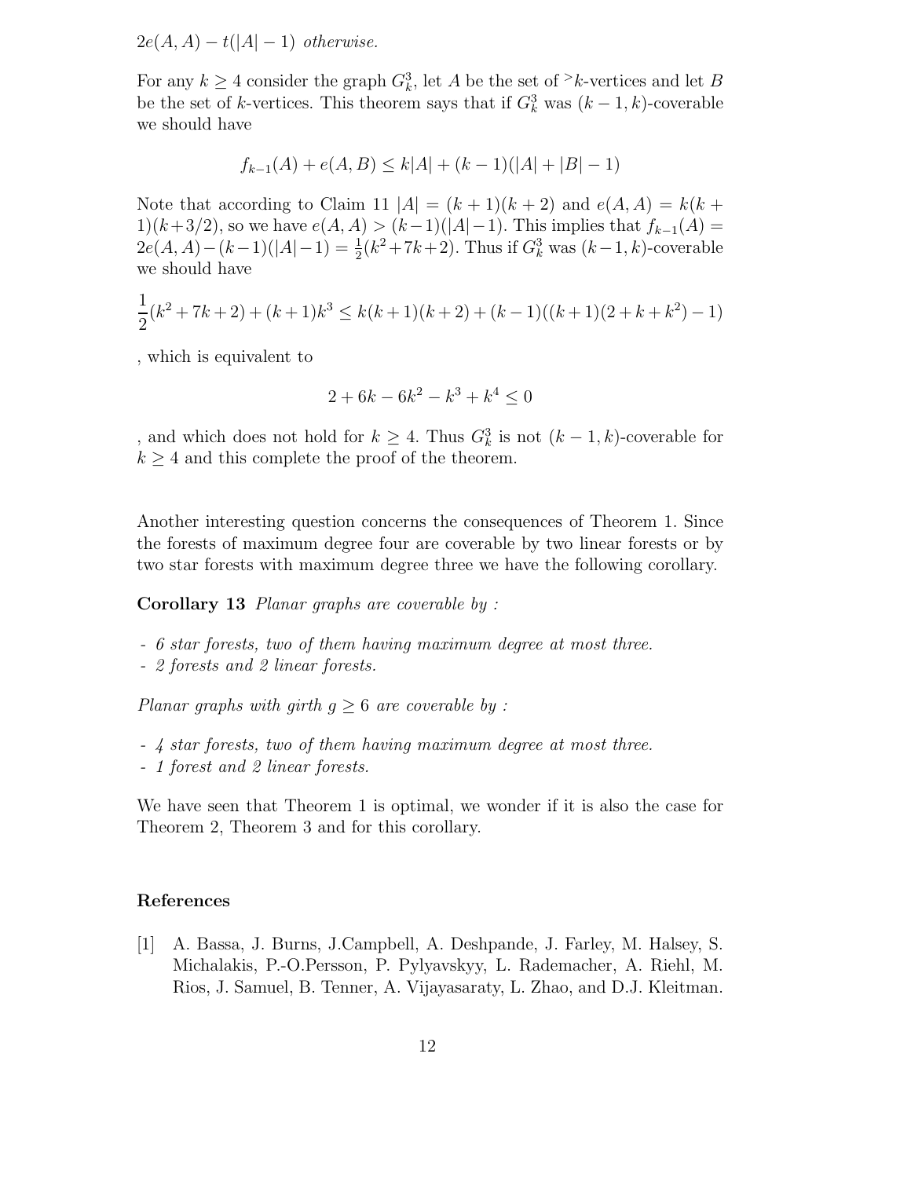$2e(A, A) - t(|A| - 1)$ *otherwise.*

For any $k \geq 4$ consider the graph $G_k^3$, let $A$ be the set of ${}^{>}k$-vertices and let $B$ be the set of $k$-vertices. This theorem says that if $G_k^3$ was $(k-1, k)$-coverable we should have

$$f_{k-1}(A) + e(A, B) \leq k|A| + (k-1)(|A| + |B| - 1)$$

Note that according to Claim 11 $|A| = (k+1)(k+2)$ and $e(A, A) = k(k+1)(k+3/2)$, so we have $e(A, A) > (k-1)(|A|-1)$. This implies that $f_{k-1}(A) = 2e(A, A) - (k-1)(|A|-1) = \frac{1}{2}(k^2+7k+2)$. Thus if $G_k^3$ was $(k-1, k)$-coverable we should have

$$\frac{1}{2}(k^2 + 7k + 2) + (k+1)k^3 \leq k(k+1)(k+2) + (k-1)((k+1)(2+k+k^2) - 1)$$

, which is equivalent to

$$2 + 6k - 6k^2 - k^3 + k^4 \leq 0$$

, and which does not hold for $k \geq 4$. Thus $G_k^3$ is not $(k-1, k)$-coverable for $k \geq 4$ and this complete the proof of the theorem.

Another interesting question concerns the consequences of Theorem 1. Since the forests of maximum degree four are coverable by two linear forests or by two star forests with maximum degree three we have the following corollary.

**Corollary 13** *Planar graphs are coverable by :*

- *6 star forests, two of them having maximum degree at most three.*
- *2 forests and 2 linear forests.*

*Planar graphs with girth $g \geq 6$ are coverable by :*

- *4 star forests, two of them having maximum degree at most three.*
- *1 forest and 2 linear forests.*

We have seen that Theorem 1 is optimal, we wonder if it is also the case for Theorem 2, Theorem 3 and for this corollary.

## References

[1] A. Bassa, J. Burns, J.Campbell, A. Deshpande, J. Farley, M. Halsey, S. Michalakis, P.-O.Persson, P. Pylyavskyy, L. Rademacher, A. Riehl, M. Rios, J. Samuel, B. Tenner, A. Vijayasaraty, L. Zhao, and D.J. Kleitman.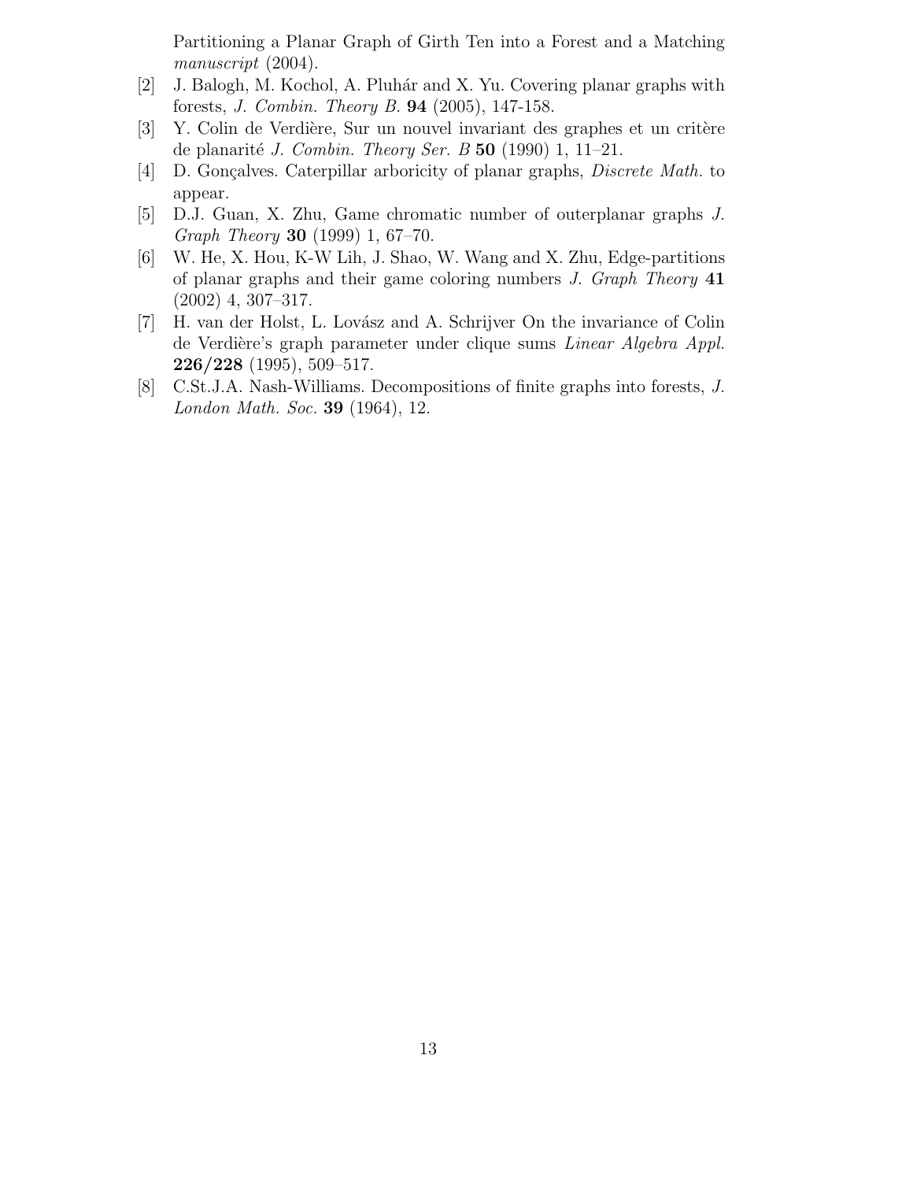Partitioning a Planar Graph of Girth Ten into a Forest and a Matching *manuscript* (2004).

[2] J. Balogh, M. Kochol, A. Pluhár and X. Yu. Covering planar graphs with forests, *J. Combin. Theory B.* **94** (2005), 147-158.

[3] Y. Colin de Verdière, Sur un nouvel invariant des graphes et un critère de planarité *J. Combin. Theory Ser. B* **50** (1990) 1, 11–21.

[4] D. Gonçalves. Caterpillar arboricity of planar graphs, *Discrete Math.* to appear.

[5] D.J. Guan, X. Zhu, Game chromatic number of outerplanar graphs *J. Graph Theory* **30** (1999) 1, 67–70.

[6] W. He, X. Hou, K-W Lih, J. Shao, W. Wang and X. Zhu, Edge-partitions of planar graphs and their game coloring numbers *J. Graph Theory* **41** (2002) 4, 307–317.

[7] H. van der Holst, L. Lovász and A. Schrijver On the invariance of Colin de Verdière's graph parameter under clique sums *Linear Algebra Appl.* **226/228** (1995), 509–517.

[8] C.St.J.A. Nash-Williams. Decompositions of finite graphs into forests, *J. London Math. Soc.* **39** (1964), 12.